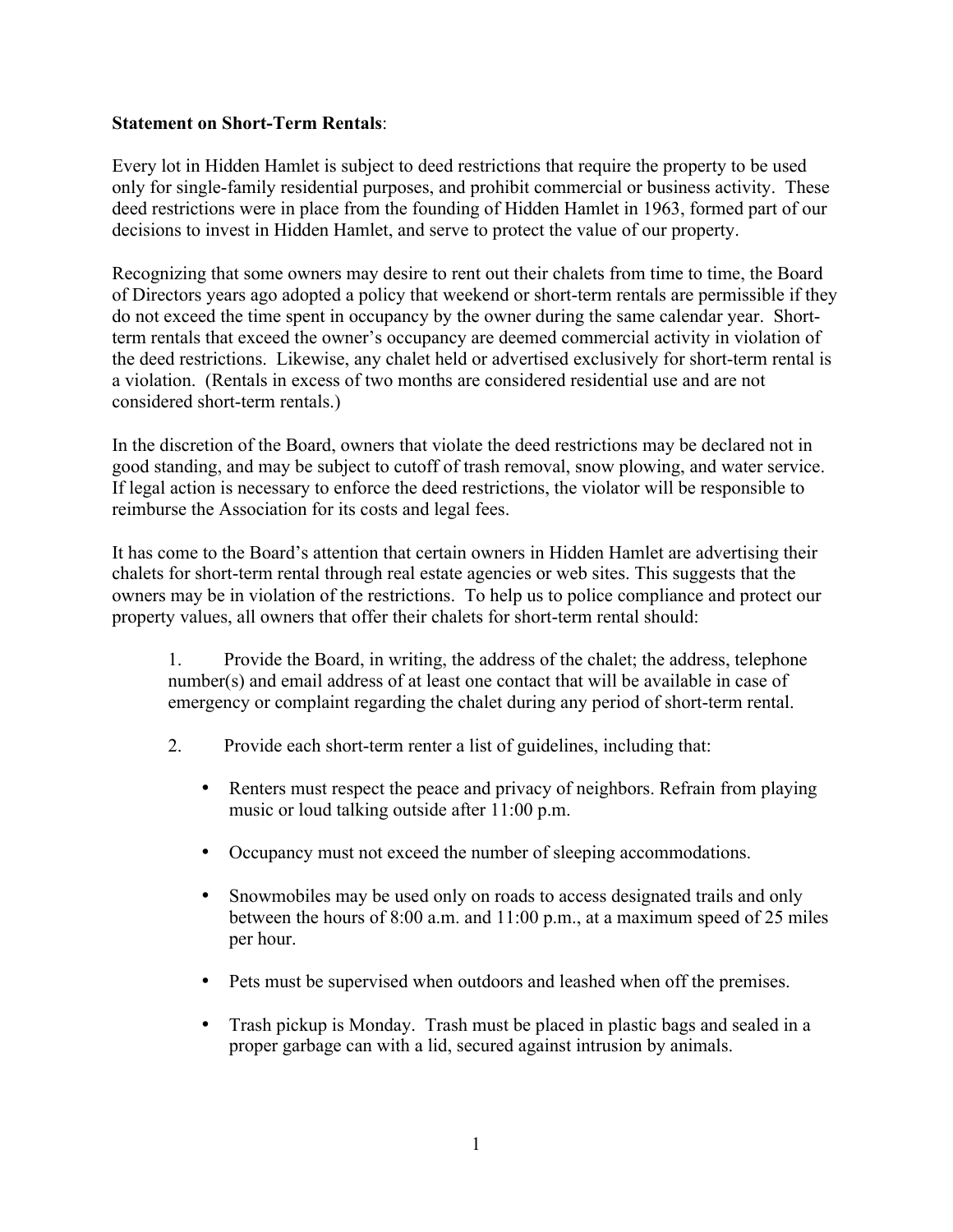**Statement on Short-Term Rentals**:

Every lot in Hidden Hamlet is subject to deed restrictions that require the property to be used only for single-family residential purposes, and prohibit commercial or business activity. These deed restrictions were in place from the founding of Hidden Hamlet in 1963, formed part of our decisions to invest in Hidden Hamlet, and serve to protect the value of our property.

Recognizing that some owners may desire to rent out their chalets from time to time, the Board of Directors years ago adopted a policy that weekend or short-term rentals are permissible if they do not exceed the time spent in occupancy by the owner during the same calendar year. Short-term rentals that exceed the owner's occupancy are deemed commercial activity in violation of the deed restrictions. Likewise, any chalet held or advertised exclusively for short-term rental is a violation. (Rentals in excess of two months are considered residential use and are not considered short-term rentals.)

In the discretion of the Board, owners that violate the deed restrictions may be declared not in good standing, and may be subject to cutoff of trash removal, snow plowing, and water service. If legal action is necessary to enforce the deed restrictions, the violator will be responsible to reimburse the Association for its costs and legal fees.

It has come to the Board's attention that certain owners in Hidden Hamlet are advertising their chalets for short-term rental through real estate agencies or web sites. This suggests that the owners may be in violation of the restrictions. To help us to police compliance and protect our property values, all owners that offer their chalets for short-term rental should:

1. Provide the Board, in writing, the address of the chalet; the address, telephone number(s) and email address of at least one contact that will be available in case of emergency or complaint regarding the chalet during any period of short-term rental.

2. Provide each short-term renter a list of guidelines, including that:

   - Renters must respect the peace and privacy of neighbors. Refrain from playing music or loud talking outside after 11:00 p.m.
   - Occupancy must not exceed the number of sleeping accommodations.
   - Snowmobiles may be used only on roads to access designated trails and only between the hours of 8:00 a.m. and 11:00 p.m., at a maximum speed of 25 miles per hour.
   - Pets must be supervised when outdoors and leashed when off the premises.
   - Trash pickup is Monday. Trash must be placed in plastic bags and sealed in a proper garbage can with a lid, secured against intrusion by animals.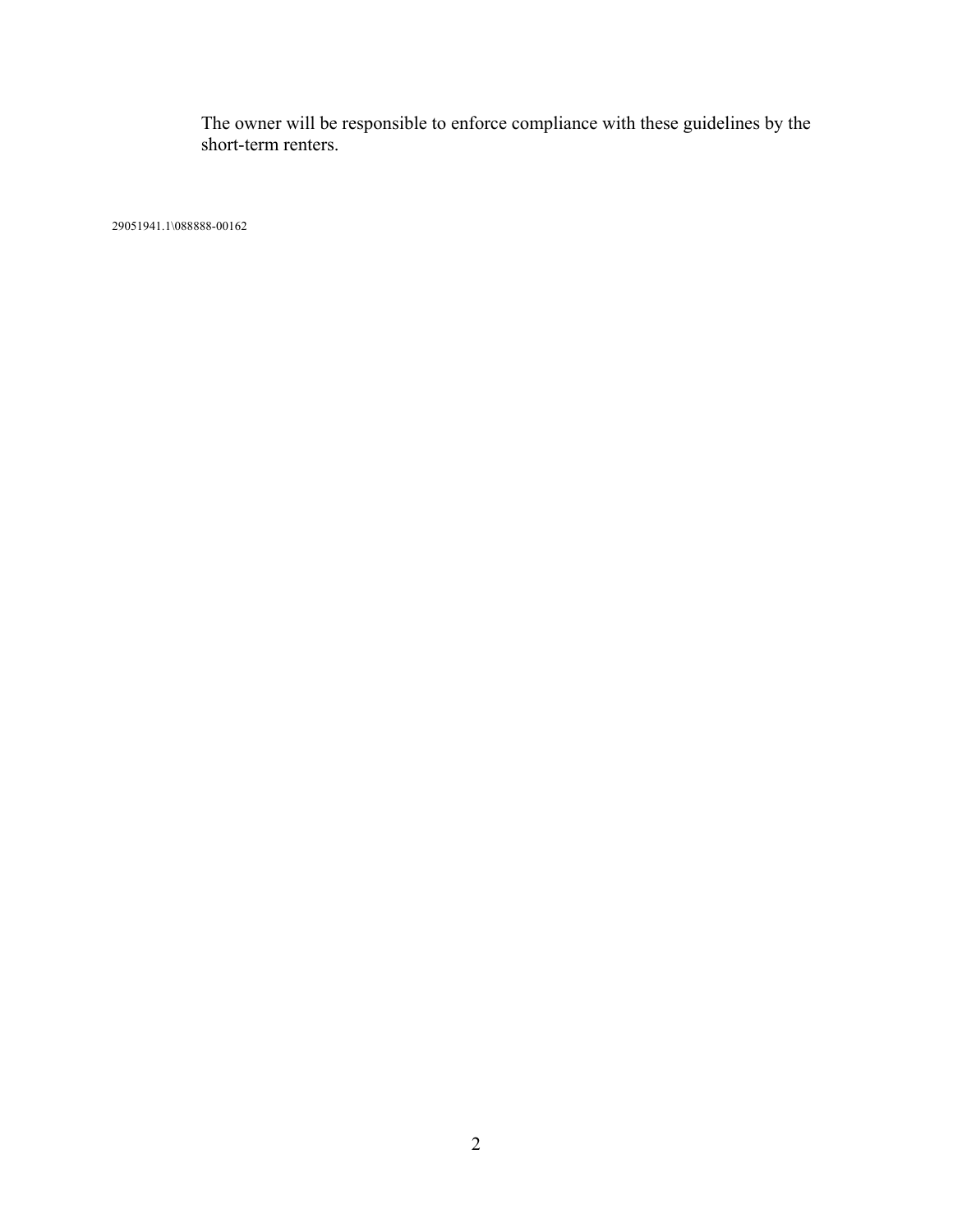The owner will be responsible to enforce compliance with these guidelines by the short-term renters.

29051941.1\088888-00162